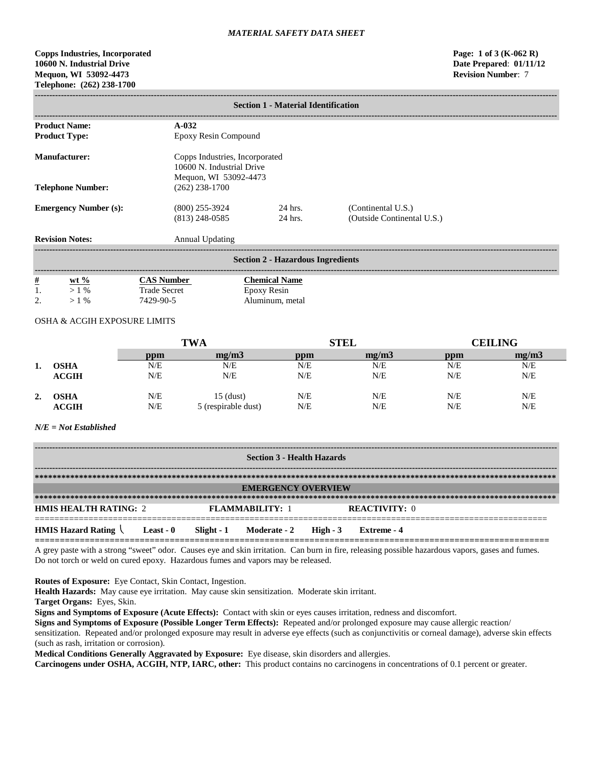*MATERIAL SAFETY DATA SHEET*

**Copps Industries, Incorporated**
**10600 N. Industrial Drive**
**Mequon, WI 53092-4473**
**Telephone: (262) 238-1700**

**Page: 1 of 3 (K-062 R)**
**Date Prepared**: **01/11/12**
**Revision Number**: 7

## Section 1 - Material Identification

| | | | |
|---|---|---|---|
| **Product Name:** | **A-032** | | |
| **Product Type:** | Epoxy Resin Compound | | |
| **Manufacturer:** | Copps Industries, Incorporated<br>10600 N. Industrial Drive<br>Mequon, WI 53092-4473 | | |
| **Telephone Number:** | (262) 238-1700 | | |
| **Emergency Number (s):** | (800) 255-3924 | 24 hrs. | (Continental U.S.) |
| | (813) 248-0585 | 24 hrs. | (Outside Continental U.S.) |
| **Revision Notes:** | Annual Updating | | |

## Section 2 - Hazardous Ingredients

| # | wt % | CAS Number | Chemical Name |
|---|---|---|---|
| 1. | > 1 % | Trade Secret | Epoxy Resin |
| 2. | > 1 % | 7429-90-5 | Aluminum, metal |

OSHA & ACGIH EXPOSURE LIMITS

| | | TWA | | STEL | | CEILING | |
|---|---|---|---|---|---|---|---|
| | | ppm | mg/m3 | ppm | mg/m3 | ppm | mg/m3 |
| 1. | OSHA | N/E | N/E | N/E | N/E | N/E | N/E |
| | ACGIH | N/E | N/E | N/E | N/E | N/E | N/E |
| 2. | OSHA | N/E | 15 (dust) | N/E | N/E | N/E | N/E |
| | ACGIH | N/E | 5 (respirable dust) | N/E | N/E | N/E | N/E |

*N/E = Not Established*

## Section 3 - Health Hazards

### EMERGENCY OVERVIEW

**HMIS HEALTH RATING:** 2 **FLAMMABILITY:** 1 **REACTIVITY:** 0

**HMIS Hazard Rating** **Least - 0** **Slight - 1** **Moderate - 2** **High - 3** **Extreme - 4**

A grey paste with a strong "sweet" odor. Causes eye and skin irritation. Can burn in fire, releasing possible hazardous vapors, gases and fumes. Do not torch or weld on cured epoxy. Hazardous fumes and vapors may be released.

**Routes of Exposure:** Eye Contact, Skin Contact, Ingestion.

**Health Hazards:** May cause eye irritation. May cause skin sensitization. Moderate skin irritant.

**Target Organs:** Eyes, Skin.

**Signs and Symptoms of Exposure (Acute Effects):** Contact with skin or eyes causes irritation, redness and discomfort.

**Signs and Symptoms of Exposure (Possible Longer Term Effects):** Repeated and/or prolonged exposure may cause allergic reaction/ sensitization. Repeated and/or prolonged exposure may result in adverse eye effects (such as conjunctivitis or corneal damage), adverse skin effects (such as rash, irritation or corrosion).

**Medical Conditions Generally Aggravated by Exposure:** Eye disease, skin disorders and allergies.

**Carcinogens under OSHA, ACGIH, NTP, IARC, other:** This product contains no carcinogens in concentrations of 0.1 percent or greater.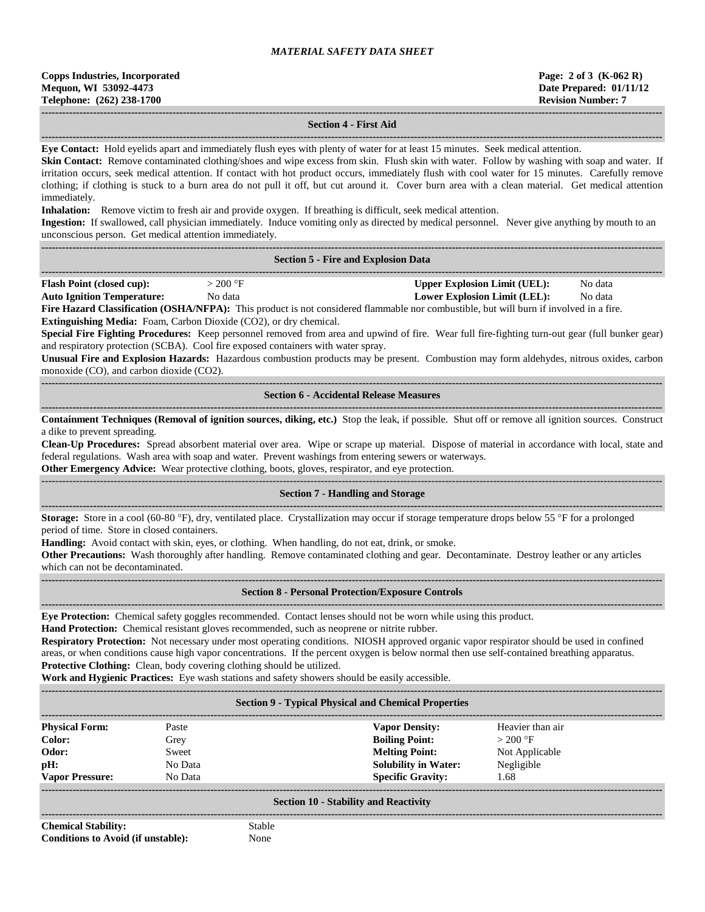## Section 4 - First Aid

**Eye Contact:** Hold eyelids apart and immediately flush eyes with plenty of water for at least 15 minutes. Seek medical attention.

**Skin Contact:** Remove contaminated clothing/shoes and wipe excess from skin. Flush skin with water. Follow by washing with soap and water. If irritation occurs, seek medical attention. If contact with hot product occurs, immediately flush with cool water for 15 minutes. Carefully remove clothing; if clothing is stuck to a burn area do not pull it off, but cut around it. Cover burn area with a clean material. Get medical attention immediately.

**Inhalation:** Remove victim to fresh air and provide oxygen. If breathing is difficult, seek medical attention.

**Ingestion:** If swallowed, call physician immediately. Induce vomiting only as directed by medical personnel. Never give anything by mouth to an unconscious person. Get medical attention immediately.

## Section 5 - Fire and Explosion Data

| | | | |
|---|---|---|---|
| **Flash Point (closed cup):** | > 200 °F | **Upper Explosion Limit (UEL):** | No data |
| **Auto Ignition Temperature:** | No data | **Lower Explosion Limit (LEL):** | No data |

**Fire Hazard Classification (OSHA/NFPA):** This product is not considered flammable nor combustible, but will burn if involved in a fire.

**Extinguishing Media:** Foam, Carbon Dioxide ($CO_2$), or dry chemical.

**Special Fire Fighting Procedures:** Keep personnel removed from area and upwind of fire. Wear full fire-fighting turn-out gear (full bunker gear) and respiratory protection (SCBA). Cool fire exposed containers with water spray.

**Unusual Fire and Explosion Hazards:** Hazardous combustion products may be present. Combustion may form aldehydes, nitrous oxides, carbon monoxide (CO), and carbon dioxide ($CO_2$).

## Section 6 - Accidental Release Measures

**Containment Techniques (Removal of ignition sources, diking, etc.)** Stop the leak, if possible. Shut off or remove all ignition sources. Construct a dike to prevent spreading.

**Clean-Up Procedures:** Spread absorbent material over area. Wipe or scrape up material. Dispose of material in accordance with local, state and federal regulations. Wash area with soap and water. Prevent washings from entering sewers or waterways.

**Other Emergency Advice:** Wear protective clothing, boots, gloves, respirator, and eye protection.

## Section 7 - Handling and Storage

**Storage:** Store in a cool (60-80 °F), dry, ventilated place. Crystallization may occur if storage temperature drops below 55 °F for a prolonged period of time. Store in closed containers.

**Handling:** Avoid contact with skin, eyes, or clothing. When handling, do not eat, drink, or smoke.

**Other Precautions:** Wash thoroughly after handling. Remove contaminated clothing and gear. Decontaminate. Destroy leather or any articles which can not be decontaminated.

## Section 8 - Personal Protection/Exposure Controls

**Eye Protection:** Chemical safety goggles recommended. Contact lenses should not be worn while using this product.

**Hand Protection:** Chemical resistant gloves recommended, such as neoprene or nitrite rubber.

**Respiratory Protection:** Not necessary under most operating conditions. NIOSH approved organic vapor respirator should be used in confined areas, or when conditions cause high vapor concentrations. If the percent oxygen is below normal then use self-contained breathing apparatus.

**Protective Clothing:** Clean, body covering clothing should be utilized.

**Work and Hygienic Practices:** Eye wash stations and safety showers should be easily accessible.

## Section 9 - Typical Physical and Chemical Properties

| | | | |
|---|---|---|---|
| **Physical Form:** | Paste | **Vapor Density:** | Heavier than air |
| **Color:** | Grey | **Boiling Point:** | > 200 °F |
| **Odor:** | Sweet | **Melting Point:** | Not Applicable |
| **pH:** | No Data | **Solubility in Water:** | Negligible |
| **Vapor Pressure:** | No Data | **Specific Gravity:** | 1.68 |

## Section 10 - Stability and Reactivity

| | |
|---|---|
| **Chemical Stability:** | Stable |
| **Conditions to Avoid (if unstable):** | None |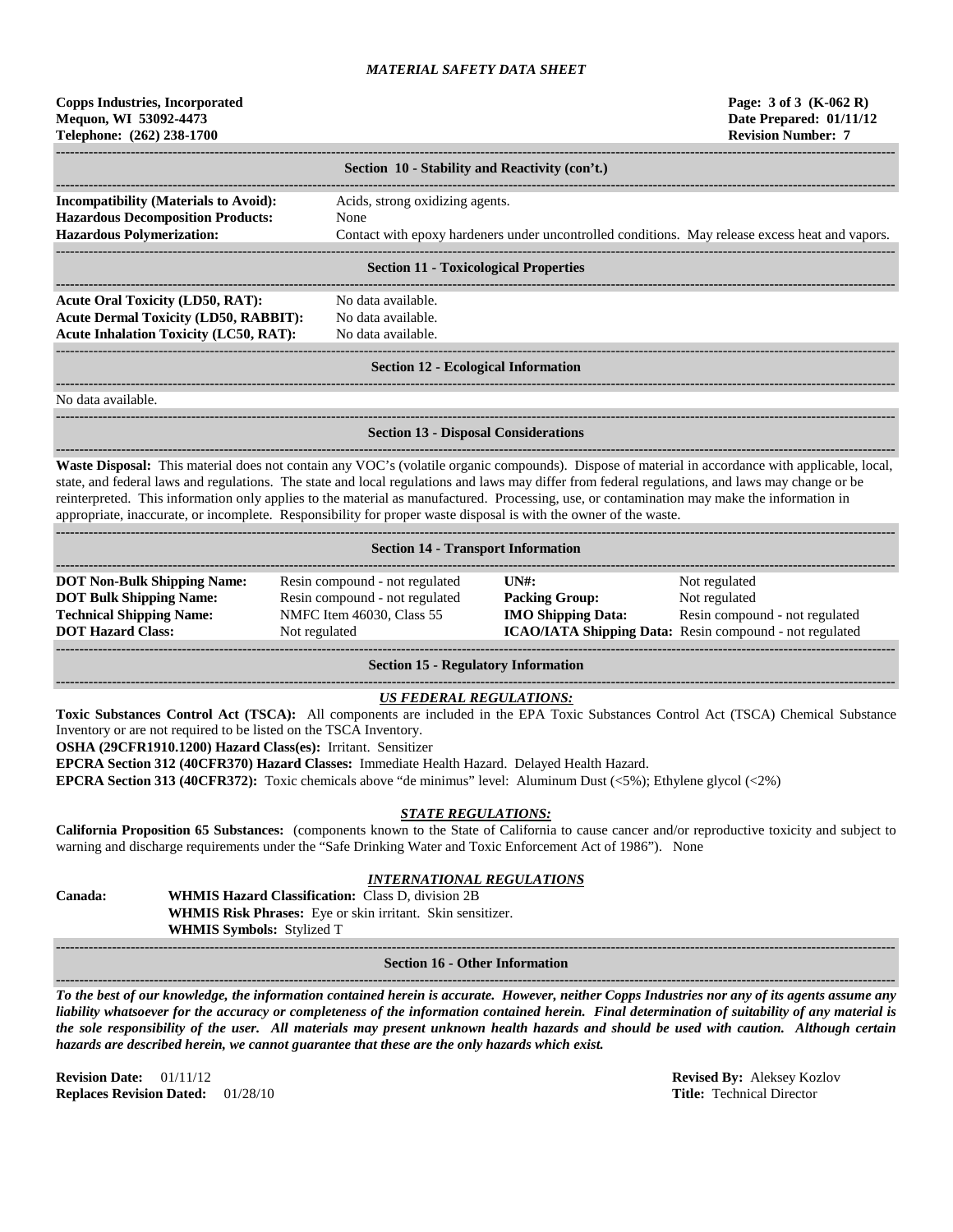## Section 10 - Stability and Reactivity (con't.)

| | |
|---|---|
| **Incompatibility (Materials to Avoid):** | Acids, strong oxidizing agents. |
| **Hazardous Decomposition Products:** | None |
| **Hazardous Polymerization:** | Contact with epoxy hardeners under uncontrolled conditions. May release excess heat and vapors. |

## Section 11 - Toxicological Properties

| | |
|---|---|
| **Acute Oral Toxicity (LD50, RAT):** | No data available. |
| **Acute Dermal Toxicity (LD50, RABBIT):** | No data available. |
| **Acute Inhalation Toxicity (LC50, RAT):** | No data available. |

## Section 12 - Ecological Information

No data available.

## Section 13 - Disposal Considerations

**Waste Disposal:** This material does not contain any VOC's (volatile organic compounds). Dispose of material in accordance with applicable, local, state, and federal laws and regulations. The state and local regulations and laws may differ from federal regulations, and laws may change or be reinterpreted. This information only applies to the material as manufactured. Processing, use, or contamination may make the information in appropriate, inaccurate, or incomplete. Responsibility for proper waste disposal is with the owner of the waste.

## Section 14 - Transport Information

| | | | |
|---|---|---|---|
| **DOT Non-Bulk Shipping Name:** | Resin compound - not regulated | **UN#:** | Not regulated |
| **DOT Bulk Shipping Name:** | Resin compound - not regulated | **Packing Group:** | Not regulated |
| **Technical Shipping Name:** | NMFC Item 46030, Class 55 | **IMO Shipping Data:** | Resin compound - not regulated |
| **DOT Hazard Class:** | Not regulated | **ICAO/IATA Shipping Data:** | Resin compound - not regulated |

## Section 15 - Regulatory Information

### *US FEDERAL REGULATIONS:*

**Toxic Substances Control Act (TSCA):** All components are included in the EPA Toxic Substances Control Act (TSCA) Chemical Substance Inventory or are not required to be listed on the TSCA Inventory.

**OSHA (29CFR1910.1200) Hazard Class(es):** Irritant. Sensitizer

**EPCRA Section 312 (40CFR370) Hazard Classes:** Immediate Health Hazard. Delayed Health Hazard.

**EPCRA Section 313 (40CFR372):** Toxic chemicals above "de minimus" level: Aluminum Dust (<5%); Ethylene glycol (<2%)

### *STATE REGULATIONS:*

**California Proposition 65 Substances:** (components known to the State of California to cause cancer and/or reproductive toxicity and subject to warning and discharge requirements under the "Safe Drinking Water and Toxic Enforcement Act of 1986"). None

### *INTERNATIONAL REGULATIONS*

**Canada:**
**WHMIS Hazard Classification:** Class D, division 2B
**WHMIS Risk Phrases:** Eye or skin irritant. Skin sensitizer.
**WHMIS Symbols:** Stylized T

## Section 16 - Other Information

***To the best of our knowledge, the information contained herein is accurate. However, neither Copps Industries nor any of its agents assume any liability whatsoever for the accuracy or completeness of the information contained herein. Final determination of suitability of any material is the sole responsibility of the user. All materials may present unknown health hazards and should be used with caution. Although certain hazards are described herein, we cannot guarantee that these are the only hazards which exist.***

**Revision Date:** 01/11/12
**Replaces Revision Dated:** 01/28/10

**Revised By:** Aleksey Kozlov
**Title:** Technical Director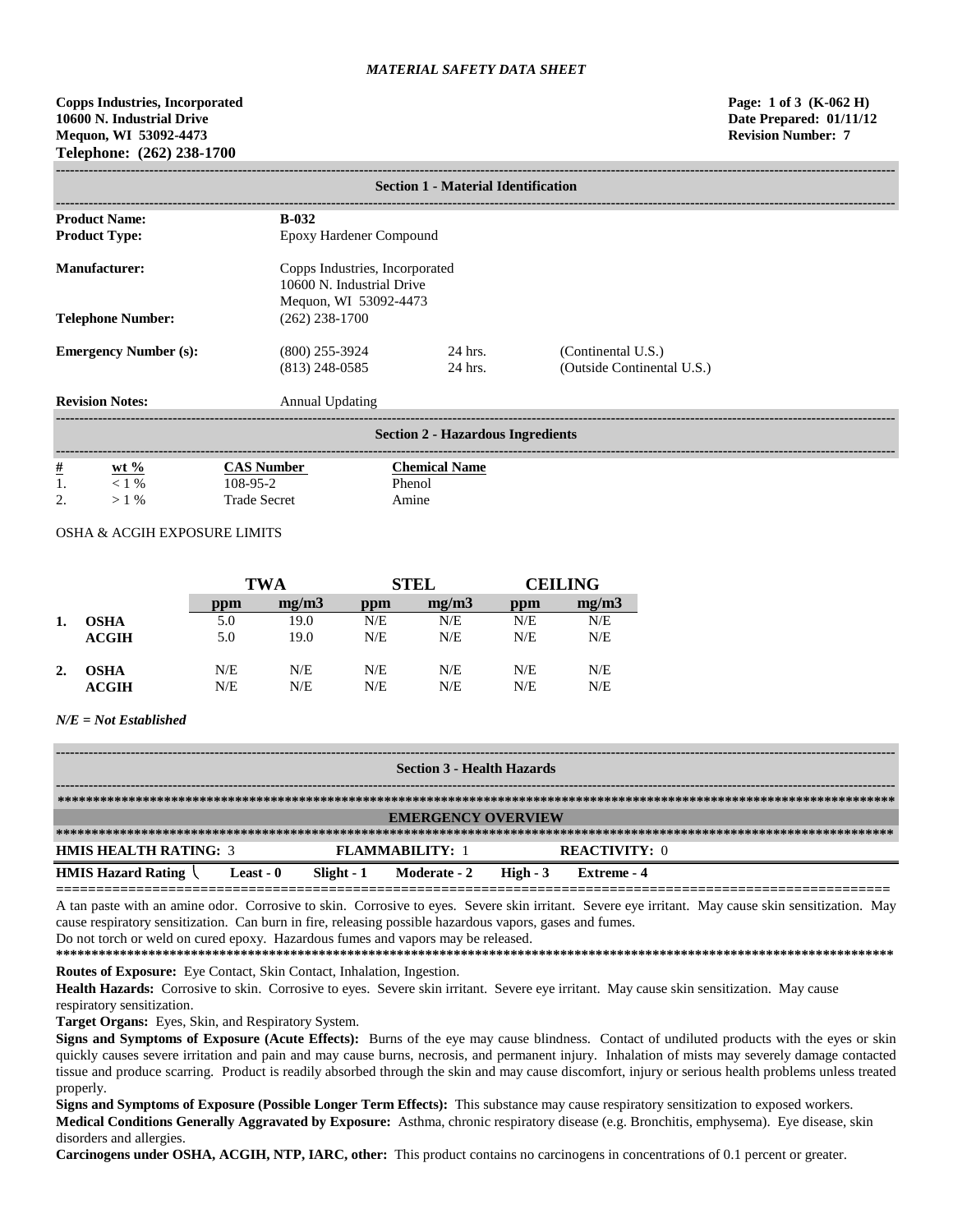*MATERIAL SAFETY DATA SHEET*

**Copps Industries, Incorporated**
**10600 N. Industrial Drive**
**Mequon, WI 53092-4473**
**Telephone: (262) 238-1700**

**Page: 1 of 3 (K-062 H)**
**Date Prepared: 01/11/12**
**Revision Number: 7**

## Section 1 - Material Identification

| | | | |
|---|---|---|---|
| **Product Name:** | **B-032** | | |
| **Product Type:** | Epoxy Hardener Compound | | |
| **Manufacturer:** | Copps Industries, Incorporated<br>10600 N. Industrial Drive<br>Mequon, WI 53092-4473 | | |
| **Telephone Number:** | (262) 238-1700 | | |
| **Emergency Number (s):** | (800) 255-3924<br>(813) 248-0585 | 24 hrs.<br>24 hrs. | (Continental U.S.)<br>(Outside Continental U.S.) |
| **Revision Notes:** | Annual Updating | | |

## Section 2 - Hazardous Ingredients

| # | wt % | CAS Number | Chemical Name |
|---|---|---|---|
| 1. | < 1 % | 108-95-2 | Phenol |
| 2. | > 1 % | Trade Secret | Amine |

OSHA & ACGIH EXPOSURE LIMITS

| | | TWA | | STEL | | CEILING | |
|---|---|---|---|---|---|---|---|
| | | ppm | mg/m3 | ppm | mg/m3 | ppm | mg/m3 |
| **1.** | **OSHA** | 5.0 | 19.0 | N/E | N/E | N/E | N/E |
| | **ACGIH** | 5.0 | 19.0 | N/E | N/E | N/E | N/E |
| **2.** | **OSHA** | N/E | N/E | N/E | N/E | N/E | N/E |
| | **ACGIH** | N/E | N/E | N/E | N/E | N/E | N/E |

***N/E = Not Established***

## Section 3 - Health Hazards

### EMERGENCY OVERVIEW

**HMIS HEALTH RATING:** 3 **FLAMMABILITY:** 1 **REACTIVITY:** 0

**HMIS Hazard Rating** **Least - 0** **Slight - 1** **Moderate - 2** **High - 3** **Extreme - 4**

A tan paste with an amine odor. Corrosive to skin. Corrosive to eyes. Severe skin irritant. Severe eye irritant. May cause skin sensitization. May cause respiratory sensitization. Can burn in fire, releasing possible hazardous vapors, gases and fumes.
Do not torch or weld on cured epoxy. Hazardous fumes and vapors may be released.

**Routes of Exposure:** Eye Contact, Skin Contact, Inhalation, Ingestion.

**Health Hazards:** Corrosive to skin. Corrosive to eyes. Severe skin irritant. Severe eye irritant. May cause skin sensitization. May cause respiratory sensitization.

**Target Organs:** Eyes, Skin, and Respiratory System.

**Signs and Symptoms of Exposure (Acute Effects):** Burns of the eye may cause blindness. Contact of undiluted products with the eyes or skin quickly causes severe irritation and pain and may cause burns, necrosis, and permanent injury. Inhalation of mists may severely damage contacted tissue and produce scarring. Product is readily absorbed through the skin and may cause discomfort, injury or serious health problems unless treated properly.

**Signs and Symptoms of Exposure (Possible Longer Term Effects):** This substance may cause respiratory sensitization to exposed workers.

**Medical Conditions Generally Aggravated by Exposure:** Asthma, chronic respiratory disease (e.g. Bronchitis, emphysema). Eye disease, skin disorders and allergies.

**Carcinogens under OSHA, ACGIH, NTP, IARC, other:** This product contains no carcinogens in concentrations of 0.1 percent or greater.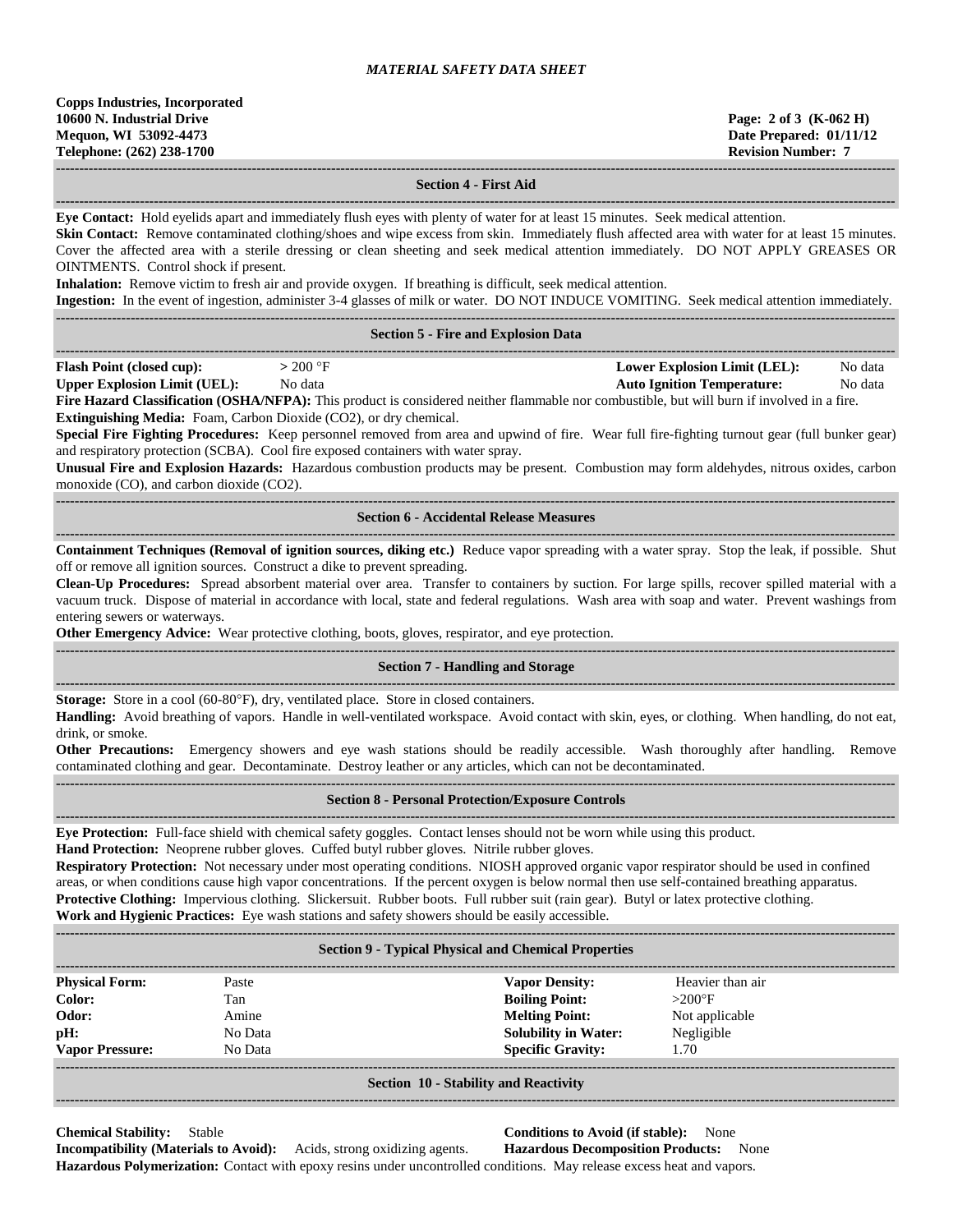*MATERIAL SAFETY DATA SHEET*

**Copps Industries, Incorporated**
**10600 N. Industrial Drive**
**Mequon, WI 53092-4473**
**Telephone: (262) 238-1700**

**Page: 2 of 3 (K-062 H)**
**Date Prepared: 01/11/12**
**Revision Number: 7**

## Section 4 - First Aid

**Eye Contact:** Hold eyelids apart and immediately flush eyes with plenty of water for at least 15 minutes. Seek medical attention.

**Skin Contact:** Remove contaminated clothing/shoes and wipe excess from skin. Immediately flush affected area with water for at least 15 minutes. Cover the affected area with a sterile dressing or clean sheeting and seek medical attention immediately. DO NOT APPLY GREASES OR OINTMENTS. Control shock if present.

**Inhalation:** Remove victim to fresh air and provide oxygen. If breathing is difficult, seek medical attention.

**Ingestion:** In the event of ingestion, administer 3-4 glasses of milk or water. DO NOT INDUCE VOMITING. Seek medical attention immediately.

## Section 5 - Fire and Explosion Data

| | | | |
|---|---|---|---|
| **Flash Point (closed cup):** | > 200 °F | **Lower Explosion Limit (LEL):** | No data |
| **Upper Explosion Limit (UEL):** | No data | **Auto Ignition Temperature:** | No data |

**Fire Hazard Classification (OSHA/NFPA):** This product is considered neither flammable nor combustible, but will burn if involved in a fire.

**Extinguishing Media:** Foam, Carbon Dioxide ($CO_2$), or dry chemical.

**Special Fire Fighting Procedures:** Keep personnel removed from area and upwind of fire. Wear full fire-fighting turnout gear (full bunker gear) and respiratory protection (SCBA). Cool fire exposed containers with water spray.

**Unusual Fire and Explosion Hazards:** Hazardous combustion products may be present. Combustion may form aldehydes, nitrous oxides, carbon monoxide (CO), and carbon dioxide ($CO_2$).

## Section 6 - Accidental Release Measures

**Containment Techniques (Removal of ignition sources, diking etc.)** Reduce vapor spreading with a water spray. Stop the leak, if possible. Shut off or remove all ignition sources. Construct a dike to prevent spreading.

**Clean-Up Procedures:** Spread absorbent material over area. Transfer to containers by suction. For large spills, recover spilled material with a vacuum truck. Dispose of material in accordance with local, state and federal regulations. Wash area with soap and water. Prevent washings from entering sewers or waterways.

**Other Emergency Advice:** Wear protective clothing, boots, gloves, respirator, and eye protection.

## Section 7 - Handling and Storage

**Storage:** Store in a cool (60-80°F), dry, ventilated place. Store in closed containers.

**Handling:** Avoid breathing of vapors. Handle in well-ventilated workspace. Avoid contact with skin, eyes, or clothing. When handling, do not eat, drink, or smoke.

**Other Precautions:** Emergency showers and eye wash stations should be readily accessible. Wash thoroughly after handling. Remove contaminated clothing and gear. Decontaminate. Destroy leather or any articles, which can not be decontaminated.

## Section 8 - Personal Protection/Exposure Controls

**Eye Protection:** Full-face shield with chemical safety goggles. Contact lenses should not be worn while using this product.

**Hand Protection:** Neoprene rubber gloves. Cuffed butyl rubber gloves. Nitrile rubber gloves.

**Respiratory Protection:** Not necessary under most operating conditions. NIOSH approved organic vapor respirator should be used in confined areas, or when conditions cause high vapor concentrations. If the percent oxygen is below normal then use self-contained breathing apparatus.

**Protective Clothing:** Impervious clothing. Slickersuit. Rubber boots. Full rubber suit (rain gear). Butyl or latex protective clothing.

**Work and Hygienic Practices:** Eye wash stations and safety showers should be easily accessible.

## Section 9 - Typical Physical and Chemical Properties

| | | | |
|---|---|---|---|
| **Physical Form:** | Paste | **Vapor Density:** | Heavier than air |
| **Color:** | Tan | **Boiling Point:** | >200°F |
| **Odor:** | Amine | **Melting Point:** | Not applicable |
| **pH:** | No Data | **Solubility in Water:** | Negligible |
| **Vapor Pressure:** | No Data | **Specific Gravity:** | 1.70 |

## Section 10 - Stability and Reactivity

**Chemical Stability:** Stable

**Conditions to Avoid (if stable):** None

**Incompatibility (Materials to Avoid):** Acids, strong oxidizing agents.

**Hazardous Decomposition Products:** None

**Hazardous Polymerization:** Contact with epoxy resins under uncontrolled conditions. May release excess heat and vapors.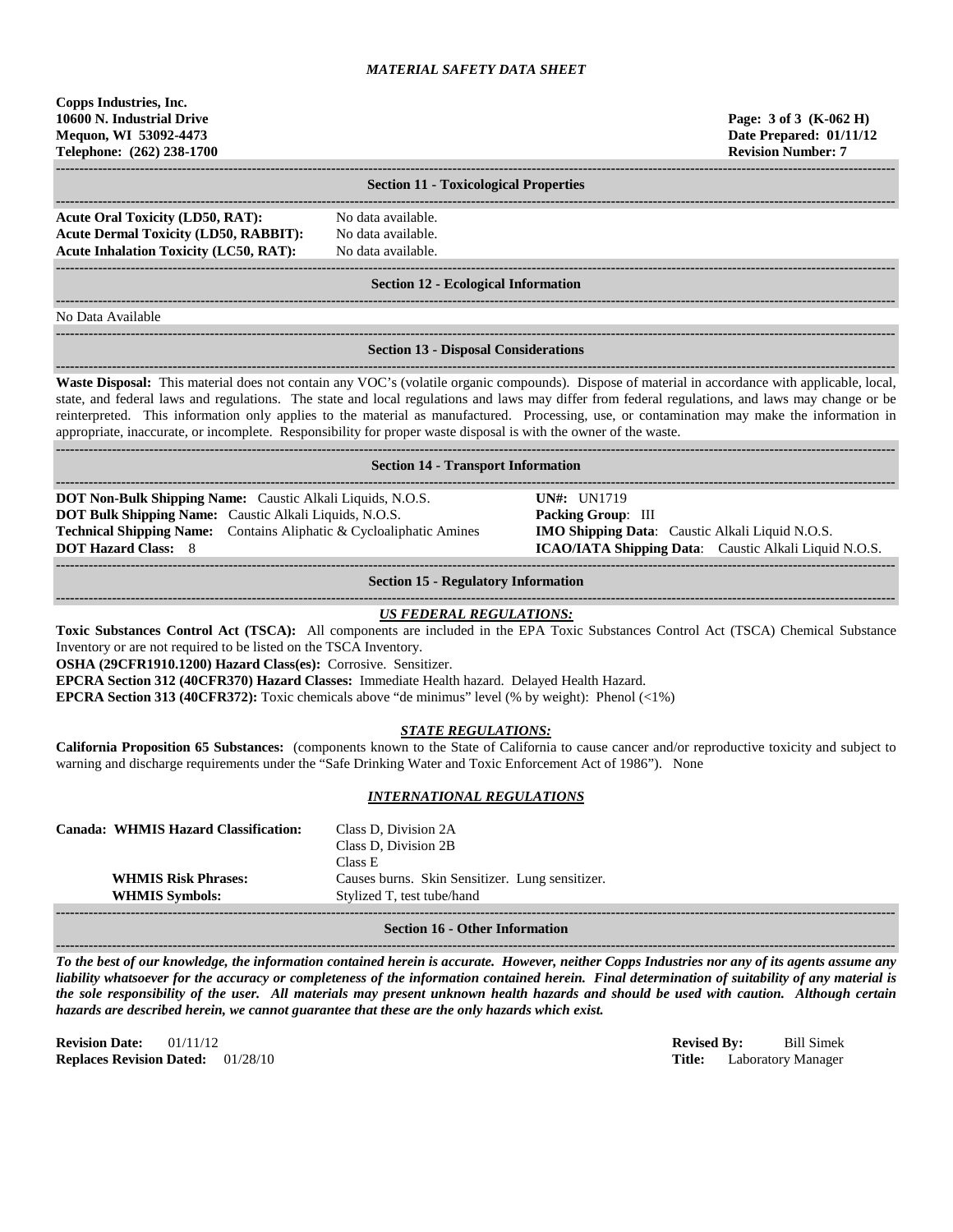## Section 11 - Toxicological Properties

**Acute Oral Toxicity (LD50, RAT):** No data available.
**Acute Dermal Toxicity (LD50, RABBIT):** No data available.
**Acute Inhalation Toxicity (LC50, RAT):** No data available.

## Section 12 - Ecological Information

No Data Available

## Section 13 - Disposal Considerations

**Waste Disposal:** This material does not contain any VOC's (volatile organic compounds). Dispose of material in accordance with applicable, local, state, and federal laws and regulations. The state and local regulations and laws may differ from federal regulations, and laws may change or be reinterpreted. This information only applies to the material as manufactured. Processing, use, or contamination may make the information in appropriate, inaccurate, or incomplete. Responsibility for proper waste disposal is with the owner of the waste.

## Section 14 - Transport Information

**DOT Non-Bulk Shipping Name:** Caustic Alkali Liquids, N.O.S.
**DOT Bulk Shipping Name:** Caustic Alkali Liquids, N.O.S.
**Technical Shipping Name:** Contains Aliphatic & Cycloaliphatic Amines
**DOT Hazard Class:** 8

**UN#:** UN1719
**Packing Group**: III
**IMO Shipping Data**: Caustic Alkali Liquid N.O.S.
**ICAO/IATA Shipping Data**: Caustic Alkali Liquid N.O.S.

## Section 15 - Regulatory Information

### *US FEDERAL REGULATIONS:*

**Toxic Substances Control Act (TSCA):** All components are included in the EPA Toxic Substances Control Act (TSCA) Chemical Substance Inventory or are not required to be listed on the TSCA Inventory.

**OSHA (29CFR1910.1200) Hazard Class(es):** Corrosive. Sensitizer.

**EPCRA Section 312 (40CFR370) Hazard Classes:** Immediate Health hazard. Delayed Health Hazard.

**EPCRA Section 313 (40CFR372):** Toxic chemicals above "de minimus" level (% by weight): Phenol (<1%)

### *STATE REGULATIONS:*

**California Proposition 65 Substances:** (components known to the State of California to cause cancer and/or reproductive toxicity and subject to warning and discharge requirements under the "Safe Drinking Water and Toxic Enforcement Act of 1986"). None

### *INTERNATIONAL REGULATIONS*

**Canada: WHMIS Hazard Classification:** Class D, Division 2A
Class D, Division 2B
Class E

**WHMIS Risk Phrases:** Causes burns. Skin Sensitizer. Lung sensitizer.

**WHMIS Symbols:** Stylized T, test tube/hand

## Section 16 - Other Information

***To the best of our knowledge, the information contained herein is accurate. However, neither Copps Industries nor any of its agents assume any liability whatsoever for the accuracy or completeness of the information contained herein. Final determination of suitability of any material is the sole responsibility of the user. All materials may present unknown health hazards and should be used with caution. Although certain hazards are described herein, we cannot guarantee that these are the only hazards which exist.***

**Revision Date:** 01/11/12
**Replaces Revision Dated:** 01/28/10

**Revised By:** Bill Simek
**Title:** Laboratory Manager